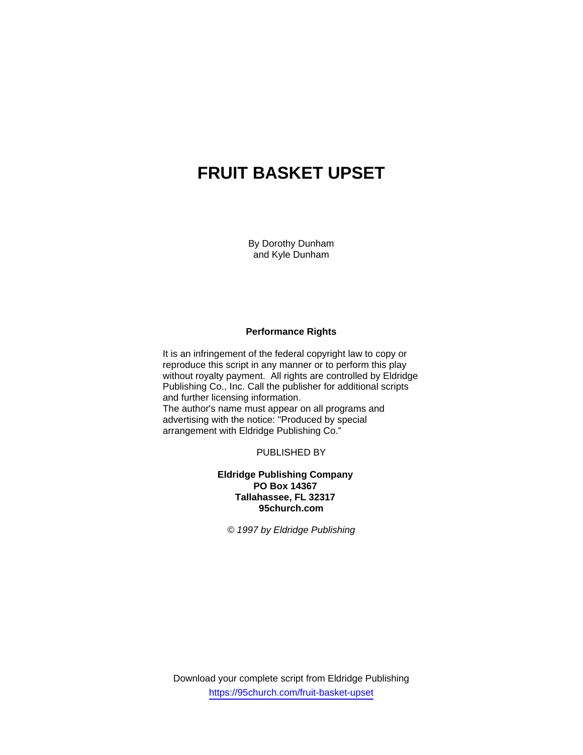# FRUIT BASKET UPSET

By Dorothy Dunham
and Kyle Dunham

**Performance Rights**

It is an infringement of the federal copyright law to copy or reproduce this script in any manner or to perform this play without royalty payment. All rights are controlled by Eldridge Publishing Co., Inc. Call the publisher for additional scripts and further licensing information.
The author's name must appear on all programs and advertising with the notice: "Produced by special arrangement with Eldridge Publishing Co."

PUBLISHED BY

**Eldridge Publishing Company**
**PO Box 14367**
**Tallahassee, FL 32317**
**95church.com**

*© 1997 by Eldridge Publishing*

Download your complete script from Eldridge Publishing
https://95church.com/fruit-basket-upset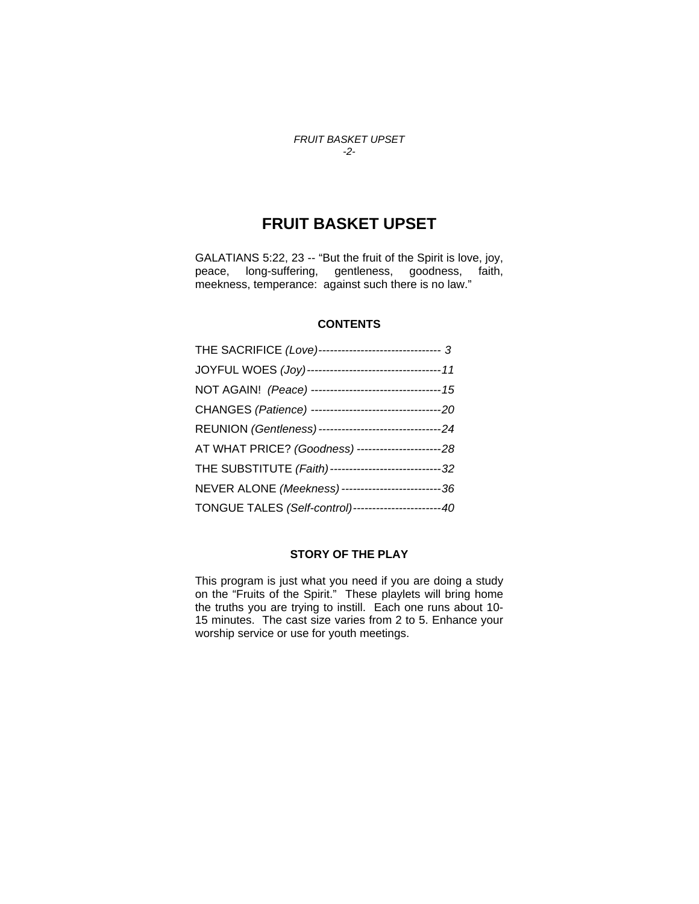# FRUIT BASKET UPSET

GALATIANS 5:22, 23 -- “But the fruit of the Spirit is love, joy, peace, long-suffering, gentleness, goodness, faith, meekness, temperance: against such there is no law.”

### CONTENTS

THE SACRIFICE *(Love)*-------------------------------- *3*

JOYFUL WOES *(Joy)*-----------------------------------*11*

NOT AGAIN! *(Peace)* ----------------------------------*15*

CHANGES *(Patience)* ----------------------------------*20*

REUNION *(Gentleness)* --------------------------------*24*

AT WHAT PRICE? *(Goodness)* ----------------------*28*

THE SUBSTITUTE *(Faith)*-----------------------------*32*

NEVER ALONE *(Meekness)* --------------------------*36*

TONGUE TALES *(Self-control)*-----------------------*40*

### STORY OF THE PLAY

This program is just what you need if you are doing a study on the “Fruits of the Spirit.” These playlets will bring home the truths you are trying to instill. Each one runs about 10-15 minutes. The cast size varies from 2 to 5. Enhance your worship service or use for youth meetings.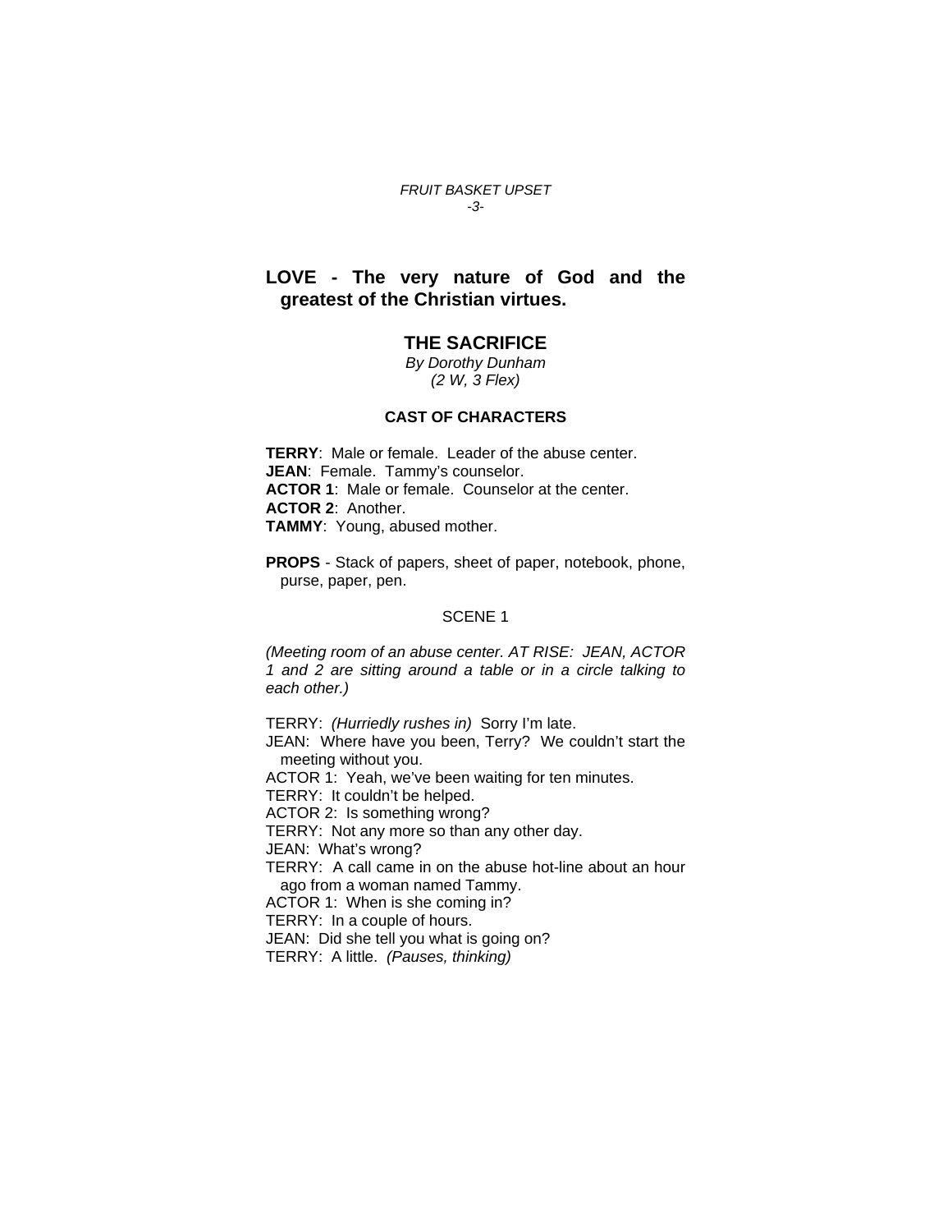**LOVE - The very nature of God and the greatest of the Christian virtues.**

## THE SACRIFICE

*By Dorothy Dunham*
*(2 W, 3 Flex)*

### CAST OF CHARACTERS

**TERRY**: Male or female. Leader of the abuse center.
**JEAN**: Female. Tammy's counselor.
**ACTOR 1**: Male or female. Counselor at the center.
**ACTOR 2**: Another.
**TAMMY**: Young, abused mother.

**PROPS** - Stack of papers, sheet of paper, notebook, phone, purse, paper, pen.

SCENE 1

*(Meeting room of an abuse center. AT RISE: JEAN, ACTOR 1 and 2 are sitting around a table or in a circle talking to each other.)*

TERRY: *(Hurriedly rushes in)* Sorry I'm late.
JEAN: Where have you been, Terry? We couldn't start the meeting without you.
ACTOR 1: Yeah, we've been waiting for ten minutes.
TERRY: It couldn't be helped.
ACTOR 2: Is something wrong?
TERRY: Not any more so than any other day.
JEAN: What's wrong?
TERRY: A call came in on the abuse hot-line about an hour ago from a woman named Tammy.
ACTOR 1: When is she coming in?
TERRY: In a couple of hours.
JEAN: Did she tell you what is going on?
TERRY: A little. *(Pauses, thinking)*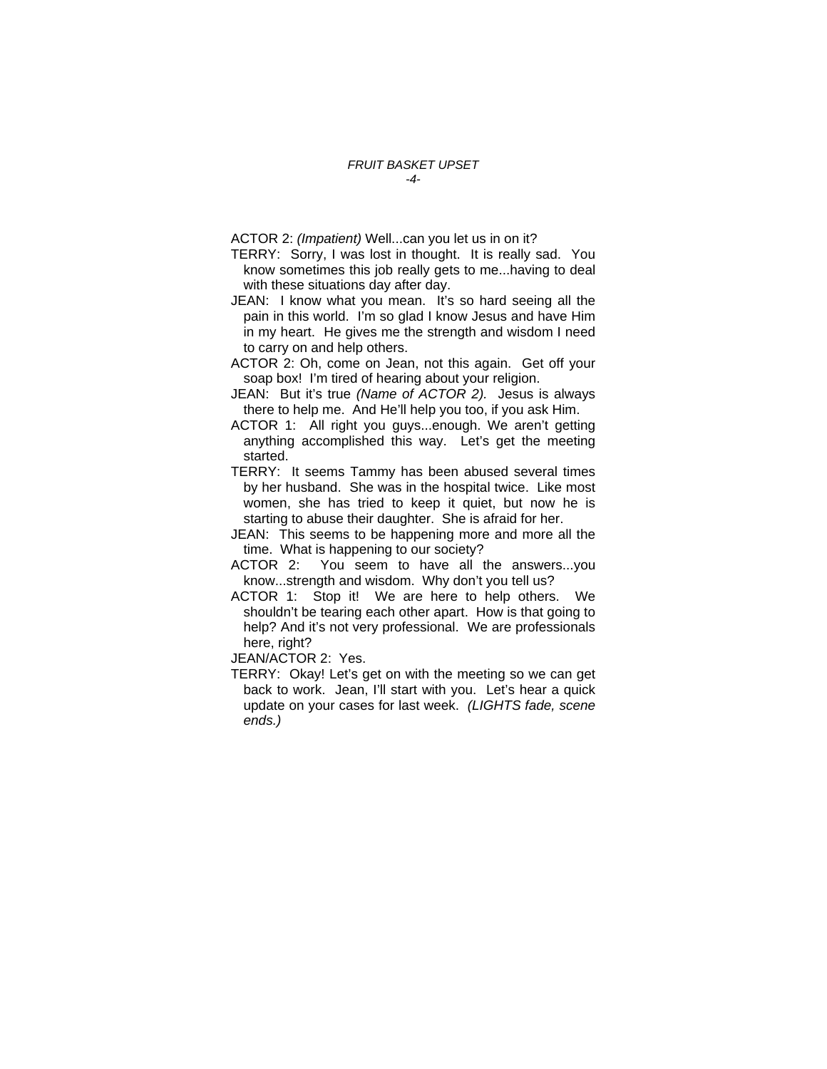ACTOR 2: *(Impatient)* Well...can you let us in on it?

TERRY: Sorry, I was lost in thought. It is really sad. You know sometimes this job really gets to me...having to deal with these situations day after day.

JEAN: I know what you mean. It's so hard seeing all the pain in this world. I'm so glad I know Jesus and have Him in my heart. He gives me the strength and wisdom I need to carry on and help others.

ACTOR 2: Oh, come on Jean, not this again. Get off your soap box! I'm tired of hearing about your religion.

JEAN: But it's true *(Name of ACTOR 2).* Jesus is always there to help me. And He'll help you too, if you ask Him.

ACTOR 1: All right you guys...enough. We aren't getting anything accomplished this way. Let's get the meeting started.

TERRY: It seems Tammy has been abused several times by her husband. She was in the hospital twice. Like most women, she has tried to keep it quiet, but now he is starting to abuse their daughter. She is afraid for her.

JEAN: This seems to be happening more and more all the time. What is happening to our society?

ACTOR 2: You seem to have all the answers...you know...strength and wisdom. Why don't you tell us?

ACTOR 1: Stop it! We are here to help others. We shouldn't be tearing each other apart. How is that going to help? And it's not very professional. We are professionals here, right?

JEAN/ACTOR 2: Yes.

TERRY: Okay! Let's get on with the meeting so we can get back to work. Jean, I'll start with you. Let's hear a quick update on your cases for last week. *(LIGHTS fade, scene ends.)*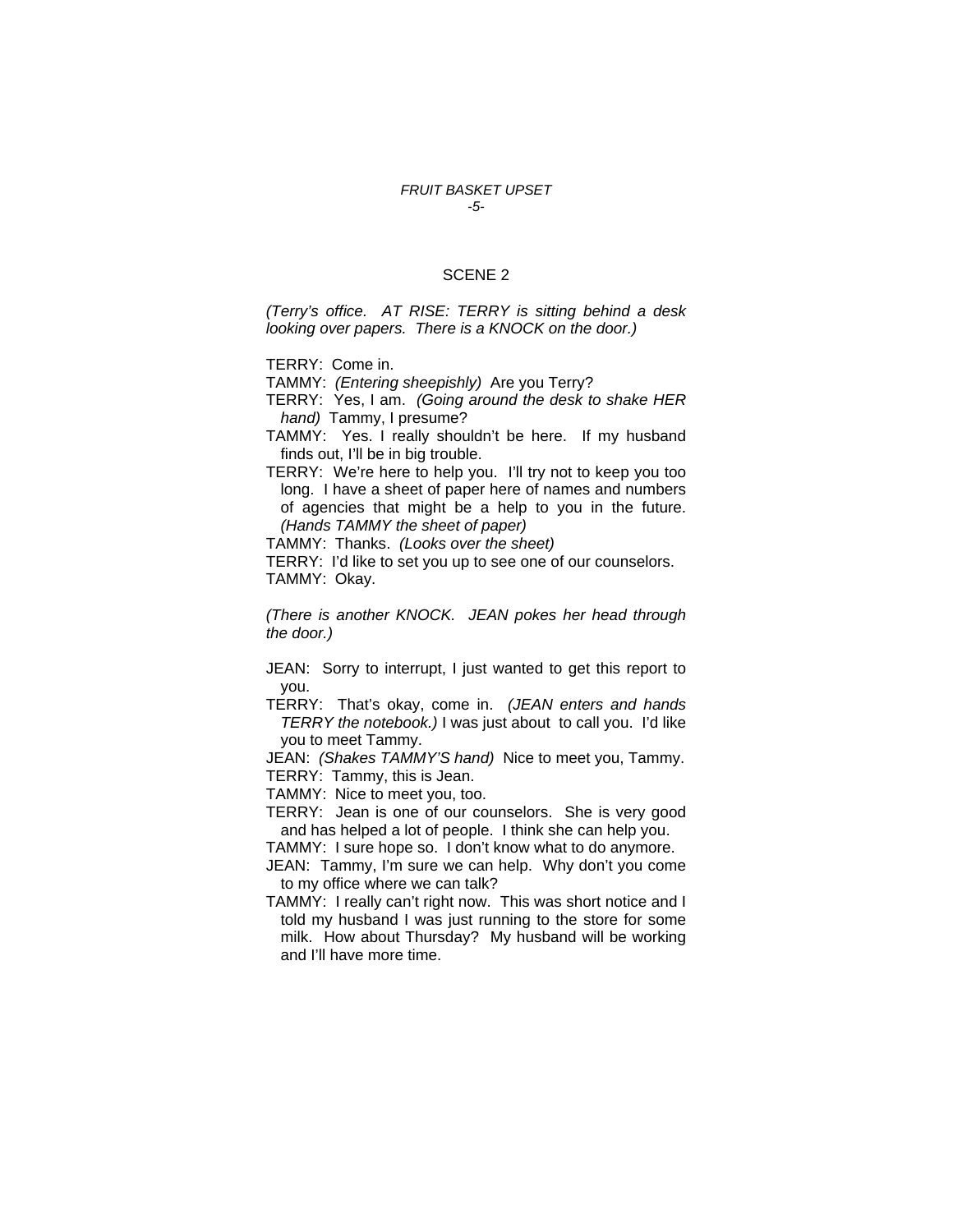## SCENE 2

*(Terry's office. AT RISE: TERRY is sitting behind a desk looking over papers. There is a KNOCK on the door.)*

TERRY: Come in.

TAMMY: *(Entering sheepishly)* Are you Terry?

TERRY: Yes, I am. *(Going around the desk to shake HER hand)* Tammy, I presume?

TAMMY: Yes. I really shouldn't be here. If my husband finds out, I'll be in big trouble.

TERRY: We're here to help you. I'll try not to keep you too long. I have a sheet of paper here of names and numbers of agencies that might be a help to you in the future. *(Hands TAMMY the sheet of paper)*

TAMMY: Thanks. *(Looks over the sheet)*

TERRY: I'd like to set you up to see one of our counselors.

TAMMY: Okay.

*(There is another KNOCK. JEAN pokes her head through the door.)*

JEAN: Sorry to interrupt, I just wanted to get this report to you.

TERRY: That's okay, come in. *(JEAN enters and hands TERRY the notebook.)* I was just about to call you. I'd like you to meet Tammy.

JEAN: *(Shakes TAMMY'S hand)* Nice to meet you, Tammy.

TERRY: Tammy, this is Jean.

TAMMY: Nice to meet you, too.

TERRY: Jean is one of our counselors. She is very good and has helped a lot of people. I think she can help you.

TAMMY: I sure hope so. I don't know what to do anymore.

JEAN: Tammy, I'm sure we can help. Why don't you come to my office where we can talk?

TAMMY: I really can't right now. This was short notice and I told my husband I was just running to the store for some milk. How about Thursday? My husband will be working and I'll have more time.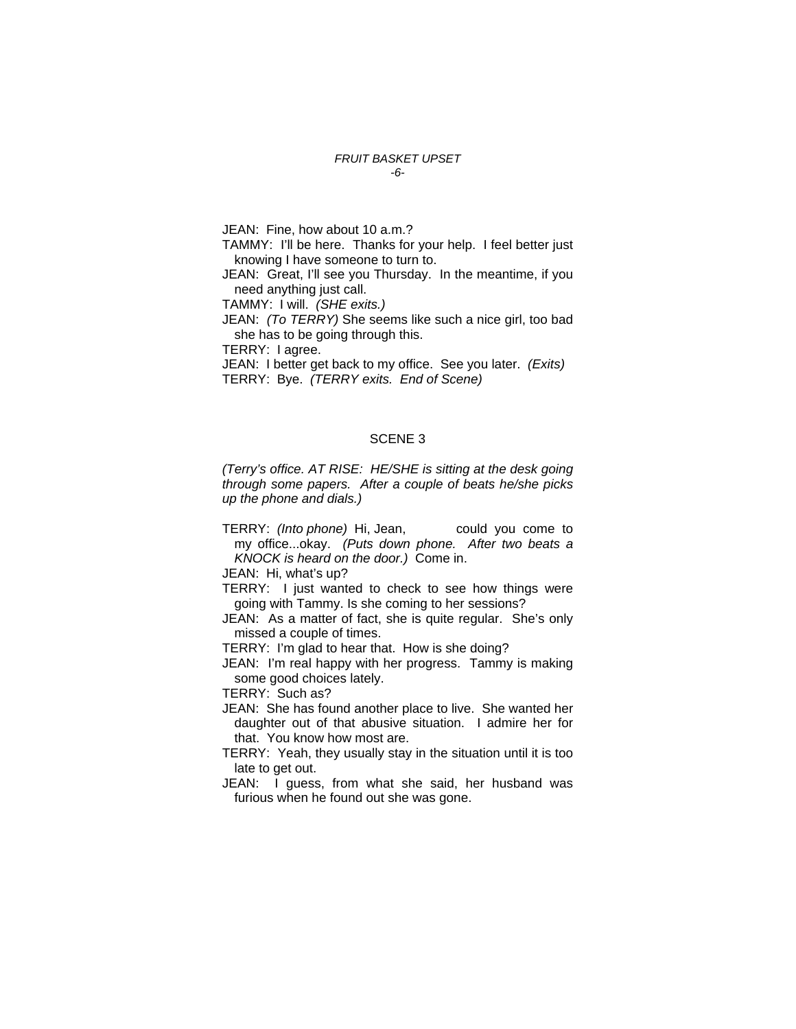JEAN: Fine, how about 10 a.m.?

TAMMY: I'll be here. Thanks for your help. I feel better just knowing I have someone to turn to.

JEAN: Great, I'll see you Thursday. In the meantime, if you need anything just call.

TAMMY: I will. *(SHE exits.)*

JEAN: *(To TERRY)* She seems like such a nice girl, too bad she has to be going through this.

TERRY: I agree.

JEAN: I better get back to my office. See you later. *(Exits)*

TERRY: Bye. *(TERRY exits. End of Scene)*

## SCENE 3

*(Terry's office. AT RISE: HE/SHE is sitting at the desk going through some papers. After a couple of beats he/she picks up the phone and dials.)*

TERRY: *(Into phone)* Hi, Jean, could you come to my office...okay. *(Puts down phone. After two beats a KNOCK is heard on the door.)* Come in.

JEAN: Hi, what's up?

TERRY: I just wanted to check to see how things were going with Tammy. Is she coming to her sessions?

JEAN: As a matter of fact, she is quite regular. She's only missed a couple of times.

TERRY: I'm glad to hear that. How is she doing?

JEAN: I'm real happy with her progress. Tammy is making some good choices lately.

TERRY: Such as?

JEAN: She has found another place to live. She wanted her daughter out of that abusive situation. I admire her for that. You know how most are.

TERRY: Yeah, they usually stay in the situation until it is too late to get out.

JEAN: I guess, from what she said, her husband was furious when he found out she was gone.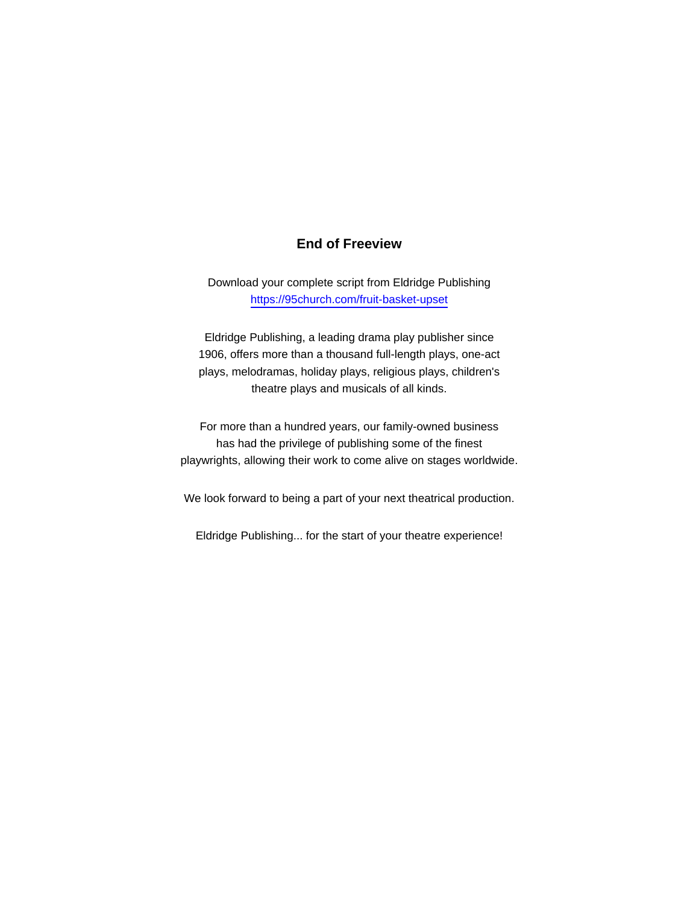## End of Freeview

Download your complete script from Eldridge Publishing
[https://95church.com/fruit-basket-upset](https://95church.com/fruit-basket-upset)

Eldridge Publishing, a leading drama play publisher since 1906, offers more than a thousand full-length plays, one-act plays, melodramas, holiday plays, religious plays, children's theatre plays and musicals of all kinds.

For more than a hundred years, our family-owned business has had the privilege of publishing some of the finest playwrights, allowing their work to come alive on stages worldwide.

We look forward to being a part of your next theatrical production.

Eldridge Publishing... for the start of your theatre experience!